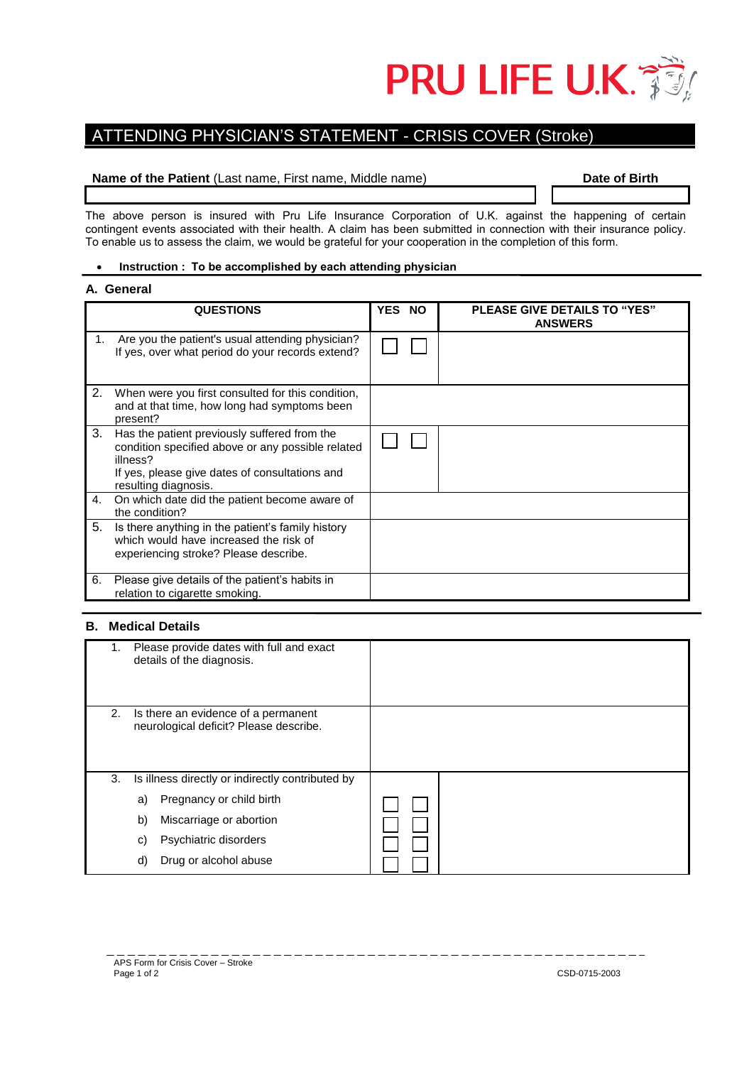PRU LIFE U.K.

# ATTENDING PHYSICIAN'S STATEMENT - CRISIS COVER (Stroke)

| **Name of the Patient** (Last name, First name, Middle name) | **Date of Birth** |
|---|---|
| | |

The above person is insured with Pru Life Insurance Corporation of U.K. against the happening of certain contingent events associated with their health. A claim has been submitted in connection with their insurance policy. To enable us to assess the claim, we would be grateful for your cooperation in the completion of this form.

- **Instruction : To be accomplished by each attending physician**

## A. General

| QUESTIONS | YES | NO | PLEASE GIVE DETAILS TO "YES" ANSWERS |
|---|---|---|---|
| 1. Are you the patient's usual attending physician? If yes, over what period do your records extend? | ☐ | ☐ | |
| 2. When were you first consulted for this condition, and at that time, how long had symptoms been present? | | | |
| 3. Has the patient previously suffered from the condition specified above or any possible related illness? If yes, please give dates of consultations and resulting diagnosis. | ☐ | ☐ | |
| 4. On which date did the patient become aware of the condition? | | | |
| 5. Is there anything in the patient's family history which would have increased the risk of experiencing stroke? Please describe. | | | |
| 6. Please give details of the patient's habits in relation to cigarette smoking. | | | |

## B. Medical Details

| | | | |
|---|---|---|---|
| 1. Please provide dates with full and exact details of the diagnosis. | | | |
| 2. Is there an evidence of a permanent neurological deficit? Please describe. | | | |
| 3. Is illness directly or indirectly contributed by | | | |
| a) Pregnancy or child birth | ☐ | ☐ | |
| b) Miscarriage or abortion | ☐ | ☐ | |
| c) Psychiatric disorders | ☐ | ☐ | |
| d) Drug or alcohol abuse | ☐ | ☐ | |

APS Form for Crisis Cover – Stroke

CSD-0715-2003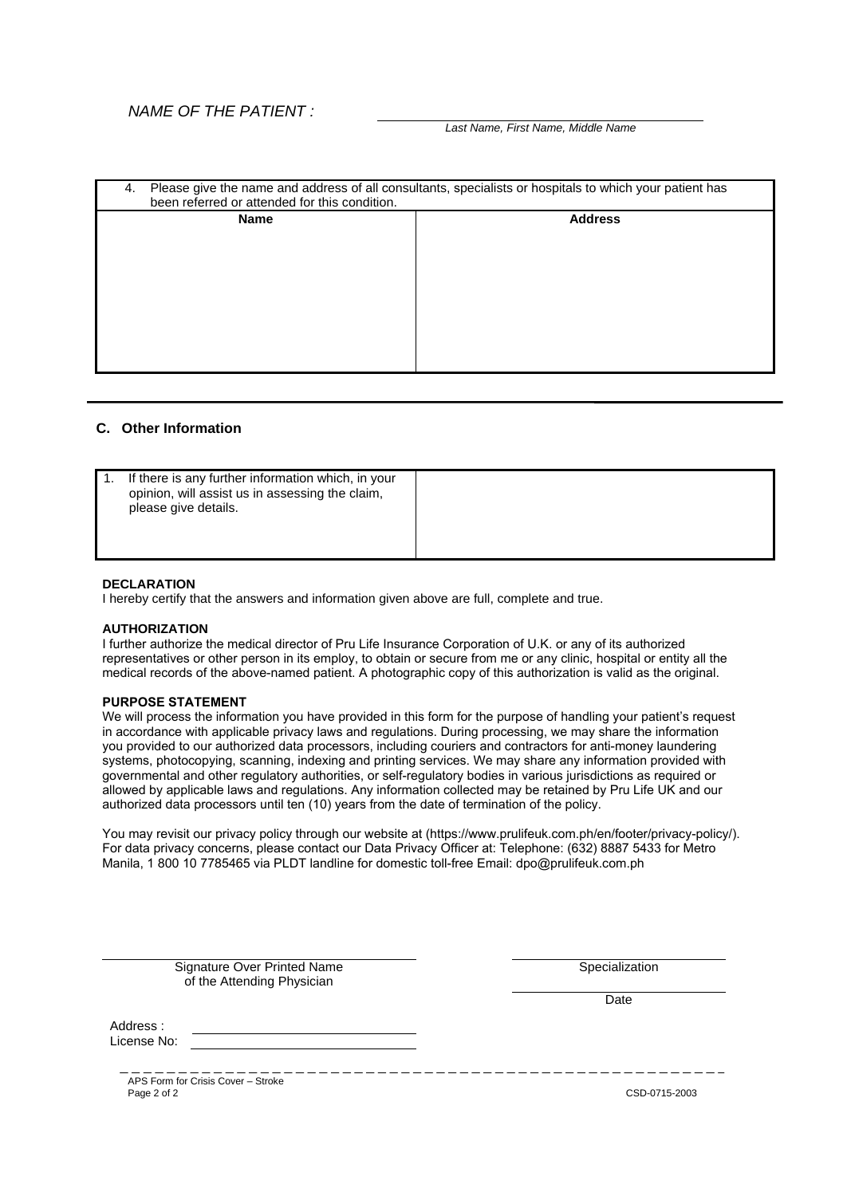*NAME OF THE PATIENT :* ______________________________

*Last Name, First Name, Middle Name*

| 4. Please give the name and address of all consultants, specialists or hospitals to which your patient has been referred or attended for this condition. | |
|---|---|
| **Name** | **Address** |
| | |

## C. Other Information

| | |
|---|---|
| 1. If there is any further information which, in your opinion, will assist us in assessing the claim, please give details. | |

**DECLARATION**

I hereby certify that the answers and information given above are full, complete and true.

**AUTHORIZATION**

I further authorize the medical director of Pru Life Insurance Corporation of U.K. or any of its authorized representatives or other person in its employ, to obtain or secure from me or any clinic, hospital or entity all the medical records of the above-named patient. A photographic copy of this authorization is valid as the original.

**PURPOSE STATEMENT**

We will process the information you have provided in this form for the purpose of handling your patient's request in accordance with applicable privacy laws and regulations. During processing, we may share the information you provided to our authorized data processors, including couriers and contractors for anti-money laundering systems, photocopying, scanning, indexing and printing services. We may share any information provided with governmental and other regulatory authorities, or self-regulatory bodies in various jurisdictions as required or allowed by applicable laws and regulations. Any information collected may be retained by Pru Life UK and our authorized data processors until ten (10) years from the date of termination of the policy.

You may revisit our privacy policy through our website at (https://www.prulifeuk.com.ph/en/footer/privacy-policy/). For data privacy concerns, please contact our Data Privacy Officer at: Telephone: (632) 8887 5433 for Metro Manila, 1 800 10 7785465 via PLDT landline for domestic toll-free Email: dpo@prulifeuk.com.ph

______________________________
Signature Over Printed Name of the Attending Physician

______________________________
Specialization

______________________________
Date

Address : ______________________________

License No: ______________________________

APS Form for Crisis Cover – Stroke

CSD-0715-2003